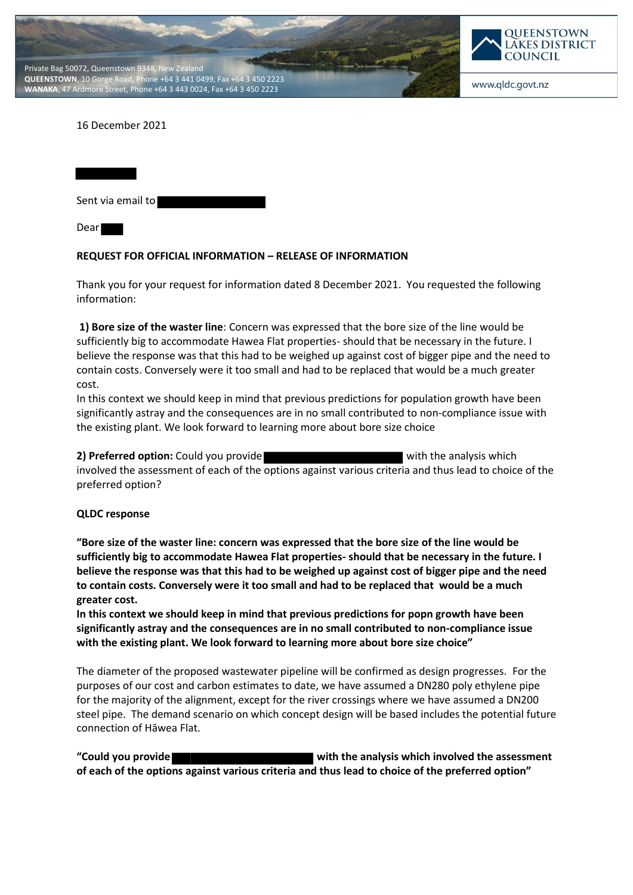Private Bag 50072, Queenstown 9348, New Zealand
**QUEENSTOWN**, 10 Gorge Road, Phone +64 3 441 0499, Fax +64 3 450 2223
**WANAKA**, 47 Ardmore Street, Phone +64 3 443 0024, Fax +64 3 450 2223

QUEENSTOWN LAKES DISTRICT COUNCIL

www.qldc.govt.nz

16 December 2021

Sent via email to

Dear

**REQUEST FOR OFFICIAL INFORMATION – RELEASE OF INFORMATION**

Thank you for your request for information dated 8 December 2021. You requested the following information:

**1) Bore size of the waster line**: Concern was expressed that the bore size of the line would be sufficiently big to accommodate Hawea Flat properties- should that be necessary in the future. I believe the response was that this had to be weighed up against cost of bigger pipe and the need to contain costs. Conversely were it too small and had to be replaced that would be a much greater cost.
In this context we should keep in mind that previous predictions for population growth have been significantly astray and the consequences are in no small contributed to non-compliance issue with the existing plant. We look forward to learning more about bore size choice

**2) Preferred option:** Could you provide with the analysis which involved the assessment of each of the options against various criteria and thus lead to choice of the preferred option?

**QLDC response**

**"Bore size of the waster line: concern was expressed that the bore size of the line would be sufficiently big to accommodate Hawea Flat properties- should that be necessary in the future. I believe the response was that this had to be weighed up against cost of bigger pipe and the need to contain costs. Conversely were it too small and had to be replaced that would be a much greater cost.**
**In this context we should keep in mind that previous predictions for popn growth have been significantly astray and the consequences are in no small contributed to non-compliance issue with the existing plant. We look forward to learning more about bore size choice"**

The diameter of the proposed wastewater pipeline will be confirmed as design progresses. For the purposes of our cost and carbon estimates to date, we have assumed a DN280 poly ethylene pipe for the majority of the alignment, except for the river crossings where we have assumed a DN200 steel pipe. The demand scenario on which concept design will be based includes the potential future connection of Hāwea Flat.

**"Could you provide with the analysis which involved the assessment of each of the options against various criteria and thus lead to choice of the preferred option"**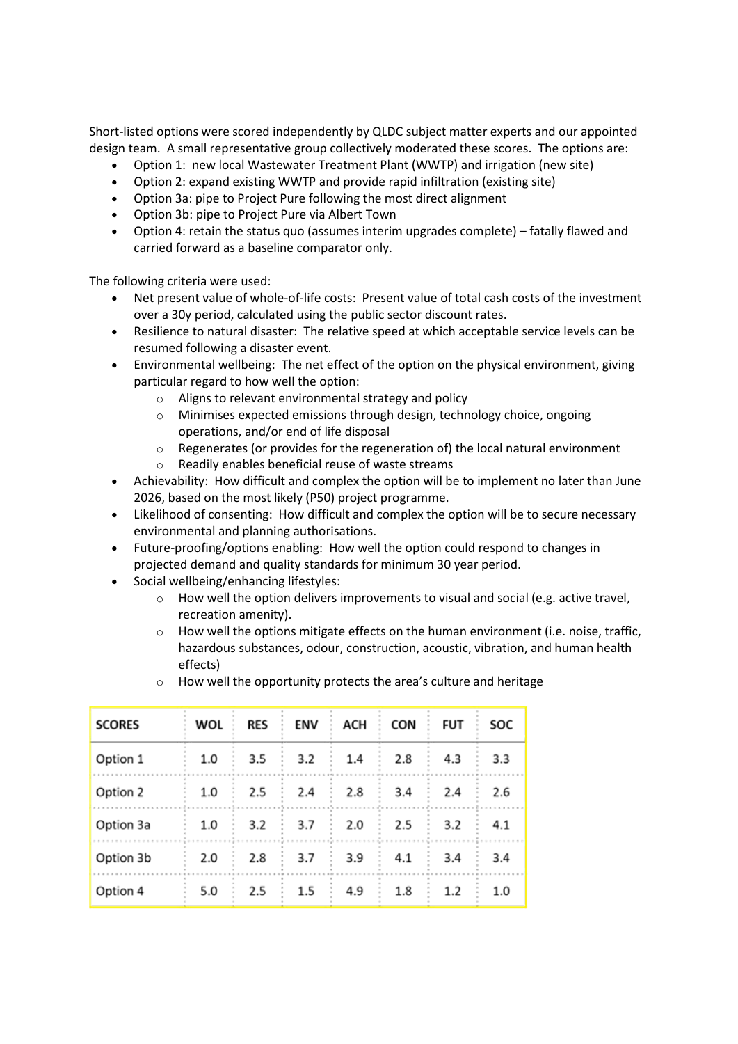Short-listed options were scored independently by QLDC subject matter experts and our appointed design team. A small representative group collectively moderated these scores. The options are:

- Option 1: new local Wastewater Treatment Plant (WWTP) and irrigation (new site)
- Option 2: expand existing WWTP and provide rapid infiltration (existing site)
- Option 3a: pipe to Project Pure following the most direct alignment
- Option 3b: pipe to Project Pure via Albert Town
- Option 4: retain the status quo (assumes interim upgrades complete) – fatally flawed and carried forward as a baseline comparator only.

The following criteria were used:

- Net present value of whole-of-life costs: Present value of total cash costs of the investment over a 30y period, calculated using the public sector discount rates.
- Resilience to natural disaster: The relative speed at which acceptable service levels can be resumed following a disaster event.
- Environmental wellbeing: The net effect of the option on the physical environment, giving particular regard to how well the option:
  - Aligns to relevant environmental strategy and policy
  - Minimises expected emissions through design, technology choice, ongoing operations, and/or end of life disposal
  - Regenerates (or provides for the regeneration of) the local natural environment
  - Readily enables beneficial reuse of waste streams
- Achievability: How difficult and complex the option will be to implement no later than June 2026, based on the most likely (P50) project programme.
- Likelihood of consenting: How difficult and complex the option will be to secure necessary environmental and planning authorisations.
- Future-proofing/options enabling: How well the option could respond to changes in projected demand and quality standards for minimum 30 year period.
- Social wellbeing/enhancing lifestyles:
  - How well the option delivers improvements to visual and social (e.g. active travel, recreation amenity).
  - How well the options mitigate effects on the human environment (i.e. noise, traffic, hazardous substances, odour, construction, acoustic, vibration, and human health effects)
  - How well the opportunity protects the area's culture and heritage

| SCORES | WOL | RES | ENV | ACH | CON | FUT | SOC |
|---|---|---|---|---|---|---|---|
| Option 1 | 1.0 | 3.5 | 3.2 | 1.4 | 2.8 | 4.3 | 3.3 |
| Option 2 | 1.0 | 2.5 | 2.4 | 2.8 | 3.4 | 2.4 | 2.6 |
| Option 3a | 1.0 | 3.2 | 3.7 | 2.0 | 2.5 | 3.2 | 4.1 |
| Option 3b | 2.0 | 2.8 | 3.7 | 3.9 | 4.1 | 3.4 | 3.4 |
| Option 4 | 5.0 | 2.5 | 1.5 | 4.9 | 1.8 | 1.2 | 1.0 |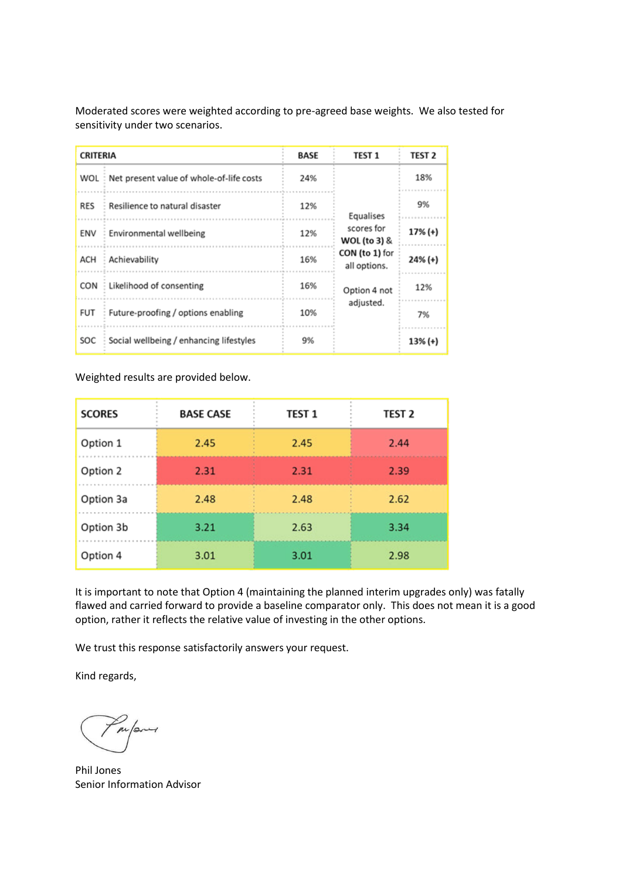Moderated scores were weighted according to pre-agreed base weights. We also tested for sensitivity under two scenarios.

| CRITERIA | | BASE | TEST 1 | TEST 2 |
|---|---|---|---|---|
| WOL | Net present value of whole-of-life costs | 24% | Equalises scores for **WOL (to 3)** & **CON (to 1)** for all options. Option 4 not adjusted. | 18% |
| RES | Resilience to natural disaster | 12% | | 9% |
| ENV | Environmental wellbeing | 12% | | **17% (+)** |
| ACH | Achievability | 16% | | **24% (+)** |
| CON | Likelihood of consenting | 16% | | 12% |
| FUT | Future-proofing / options enabling | 10% | | 7% |
| SOC | Social wellbeing / enhancing lifestyles | 9% | | **13% (+)** |

Weighted results are provided below.

| SCORES | BASE CASE | TEST 1 | TEST 2 |
|---|---|---|---|
| Option 1 | 2.45 | 2.45 | 2.44 |
| Option 2 | 2.31 | 2.31 | 2.39 |
| Option 3a | 2.48 | 2.48 | 2.62 |
| Option 3b | 3.21 | 2.63 | 3.34 |
| Option 4 | 3.01 | 3.01 | 2.98 |

It is important to note that Option 4 (maintaining the planned interim upgrades only) was fatally flawed and carried forward to provide a baseline comparator only. This does not mean it is a good option, rather it reflects the relative value of investing in the other options.

We trust this response satisfactorily answers your request.

Kind regards,

Phil Jones
Senior Information Advisor